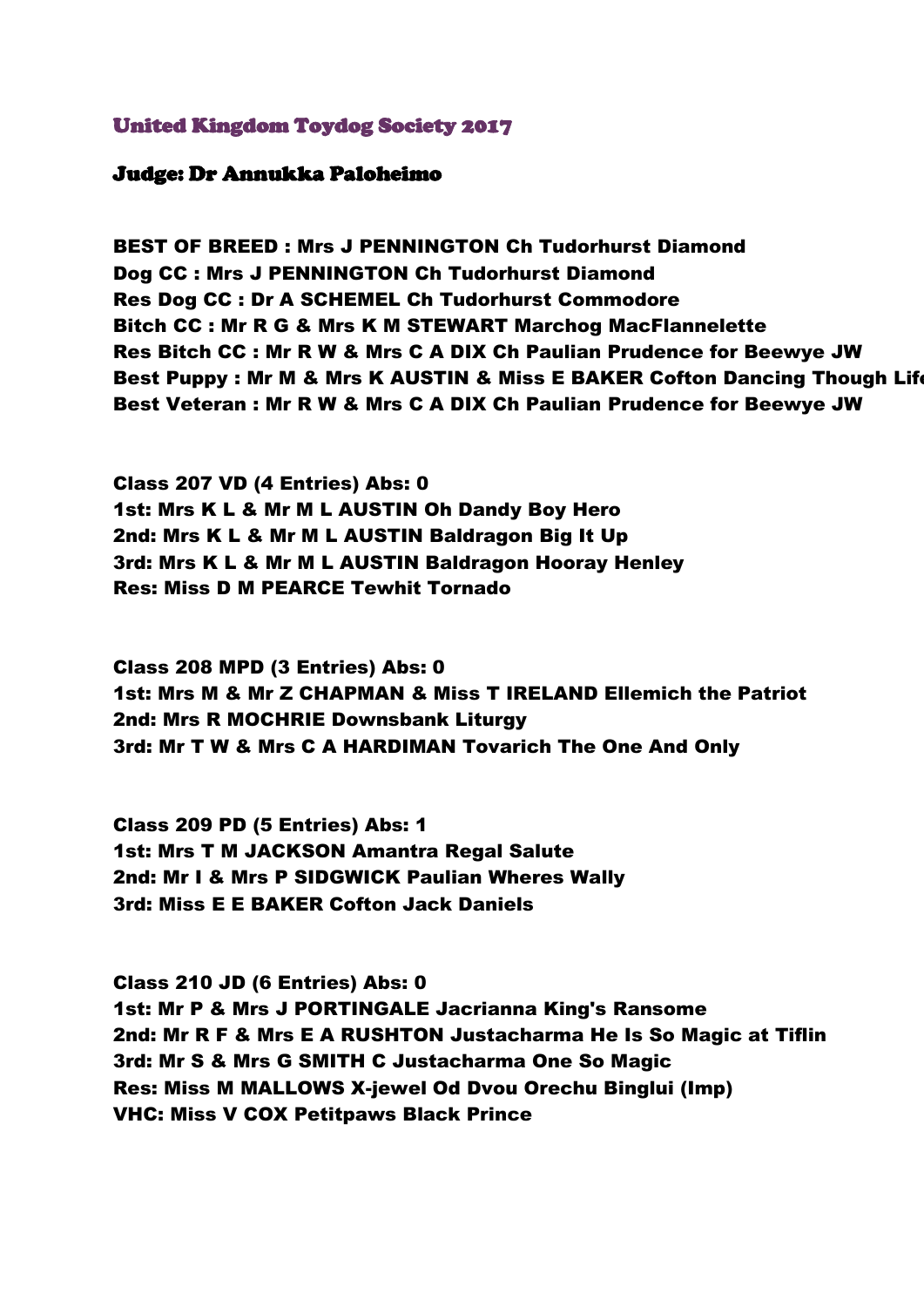## United Kingdom Toydog Society 2017

### Judge: Dr Annukka Paloheimo

**BEST OF BREED : Mrs J PENNINGTON Ch Tudorhurst Diamond**
**Dog CC : Mrs J PENNINGTON Ch Tudorhurst Diamond**
**Res Dog CC : Dr A SCHEMEL Ch Tudorhurst Commodore**
**Bitch CC : Mr R G & Mrs K M STEWART Marchog MacFlannelette**
**Res Bitch CC : Mr R W & Mrs C A DIX Ch Paulian Prudence for Beewye JW**
**Best Puppy : Mr M & Mrs K AUSTIN & Miss E BAKER Cofton Dancing Though Lif**
**Best Veteran : Mr R W & Mrs C A DIX Ch Paulian Prudence for Beewye JW**

**Class 207 VD (4 Entries) Abs: 0**
**1st: Mrs K L & Mr M L AUSTIN Oh Dandy Boy Hero**
**2nd: Mrs K L & Mr M L AUSTIN Baldragon Big It Up**
**3rd: Mrs K L & Mr M L AUSTIN Baldragon Hooray Henley**
**Res: Miss D M PEARCE Tewhit Tornado**

**Class 208 MPD (3 Entries) Abs: 0**
**1st: Mrs M & Mr Z CHAPMAN & Miss T IRELAND Ellemich the Patriot**
**2nd: Mrs R MOCHRIE Downsbank Liturgy**
**3rd: Mr T W & Mrs C A HARDIMAN Tovarich The One And Only**

**Class 209 PD (5 Entries) Abs: 1**
**1st: Mrs T M JACKSON Amantra Regal Salute**
**2nd: Mr I & Mrs P SIDGWICK Paulian Wheres Wally**
**3rd: Miss E E BAKER Cofton Jack Daniels**

**Class 210 JD (6 Entries) Abs: 0**
**1st: Mr P & Mrs J PORTINGALE Jacrianna King's Ransome**
**2nd: Mr R F & Mrs E A RUSHTON Justacharma He Is So Magic at Tiflin**
**3rd: Mr S & Mrs G SMITH C Justacharma One So Magic**
**Res: Miss M MALLOWS X-jewel Od Dvou Orechu Binglui (Imp)**
**VHC: Miss V COX Petitpaws Black Prince**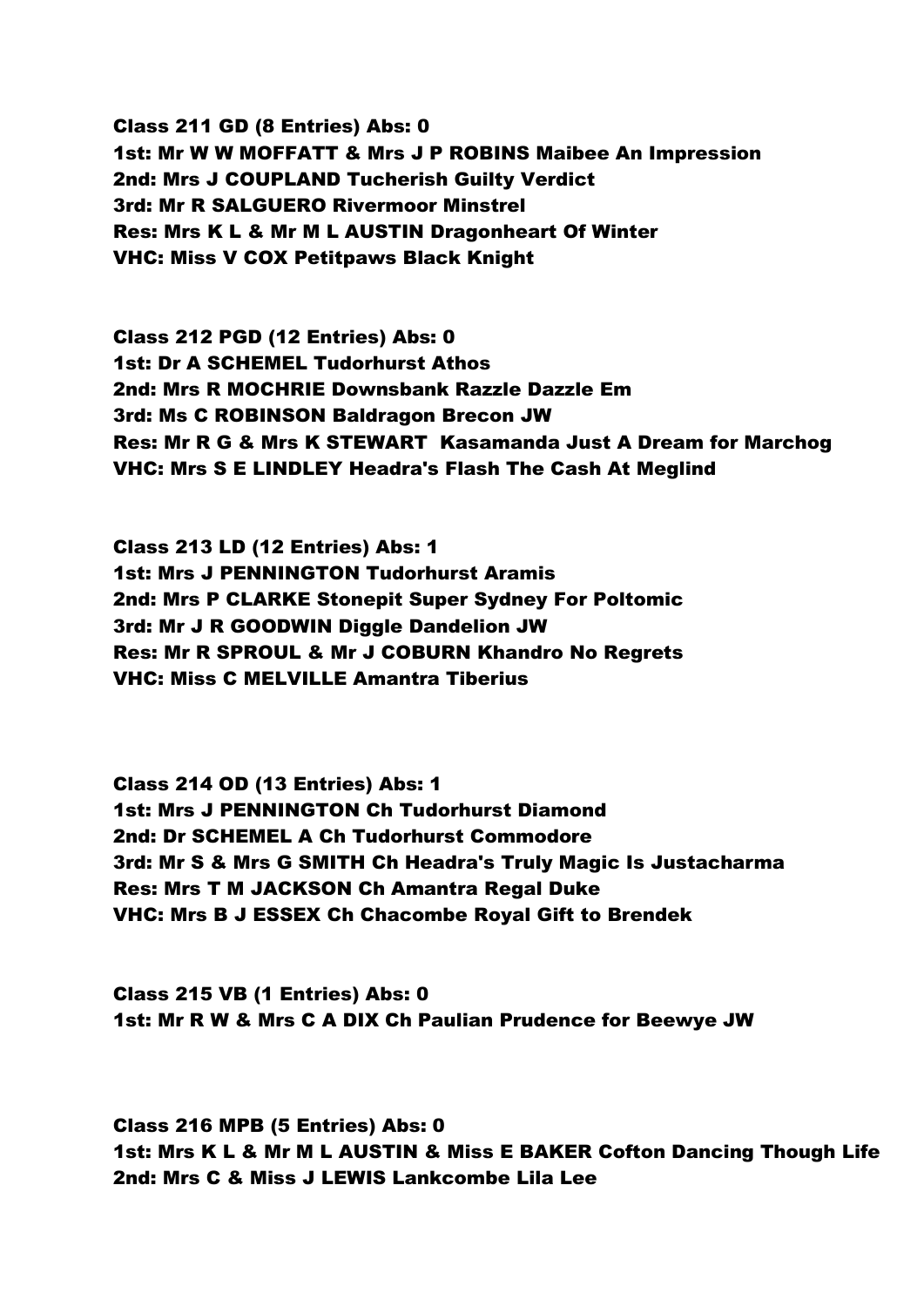**Class 211 GD (8 Entries) Abs: 0**
**1st: Mr W W MOFFATT & Mrs J P ROBINS Maibee An Impression**
**2nd: Mrs J COUPLAND Tucherish Guilty Verdict**
**3rd: Mr R SALGUERO Rivermoor Minstrel**
**Res: Mrs K L & Mr M L AUSTIN Dragonheart Of Winter**
**VHC: Miss V COX Petitpaws Black Knight**

**Class 212 PGD (12 Entries) Abs: 0**
**1st: Dr A SCHEMEL Tudorhurst Athos**
**2nd: Mrs R MOCHRIE Downsbank Razzle Dazzle Em**
**3rd: Ms C ROBINSON Baldragon Brecon JW**
**Res: Mr R G & Mrs K STEWART Kasamanda Just A Dream for Marchog**
**VHC: Mrs S E LINDLEY Headra's Flash The Cash At Meglind**

**Class 213 LD (12 Entries) Abs: 1**
**1st: Mrs J PENNINGTON Tudorhurst Aramis**
**2nd: Mrs P CLARKE Stonepit Super Sydney For Poltomic**
**3rd: Mr J R GOODWIN Diggle Dandelion JW**
**Res: Mr R SPROUL & Mr J COBURN Khandro No Regrets**
**VHC: Miss C MELVILLE Amantra Tiberius**

**Class 214 OD (13 Entries) Abs: 1**
**1st: Mrs J PENNINGTON Ch Tudorhurst Diamond**
**2nd: Dr SCHEMEL A Ch Tudorhurst Commodore**
**3rd: Mr S & Mrs G SMITH Ch Headra's Truly Magic Is Justacharma**
**Res: Mrs T M JACKSON Ch Amantra Regal Duke**
**VHC: Mrs B J ESSEX Ch Chacombe Royal Gift to Brendek**

**Class 215 VB (1 Entries) Abs: 0**
**1st: Mr R W & Mrs C A DIX Ch Paulian Prudence for Beewye JW**

**Class 216 MPB (5 Entries) Abs: 0**
**1st: Mrs K L & Mr M L AUSTIN & Miss E BAKER Cofton Dancing Though Life**
**2nd: Mrs C & Miss J LEWIS Lankcombe Lila Lee**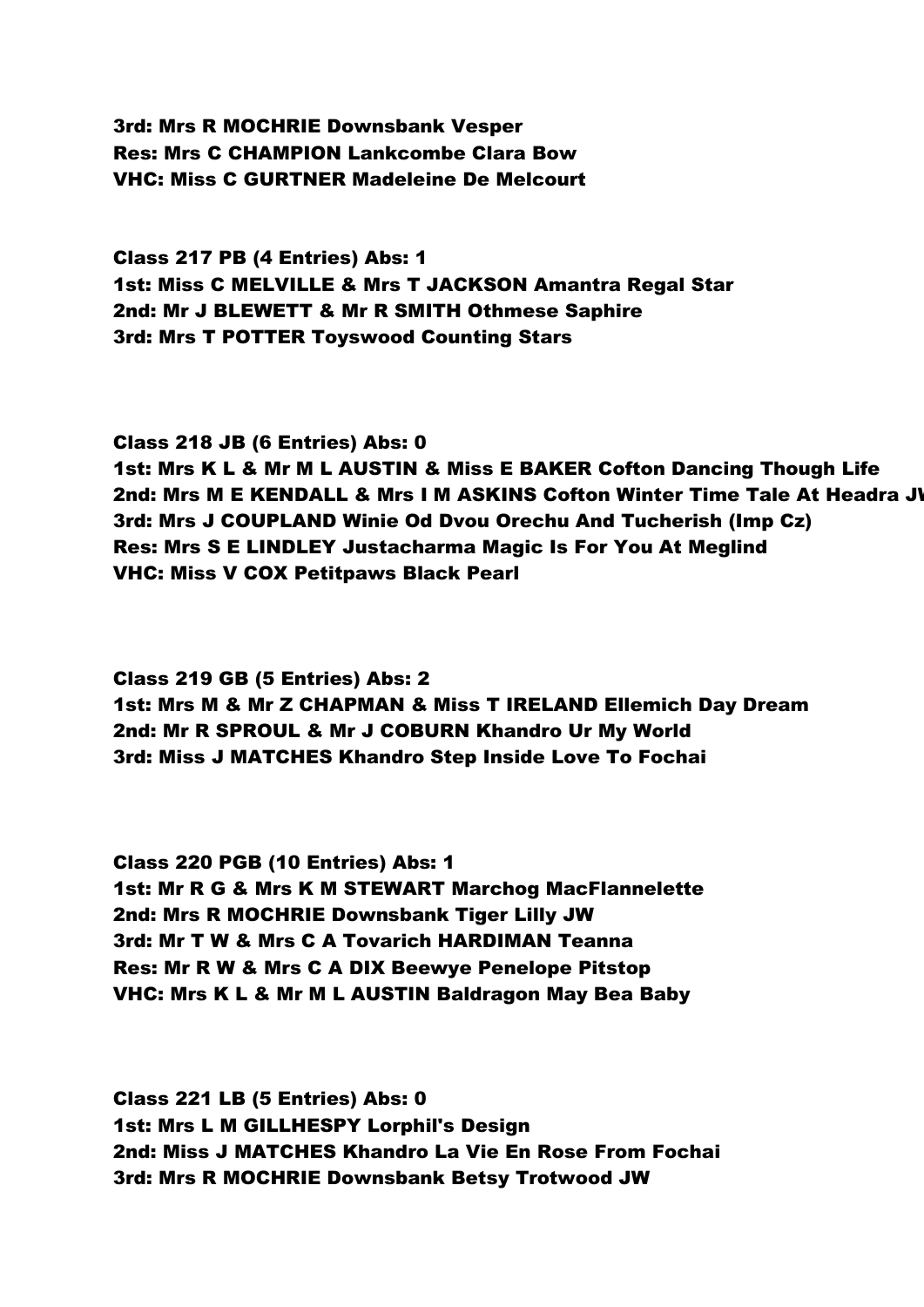**3rd: Mrs R MOCHRIE Downsbank Vesper**
**Res: Mrs C CHAMPION Lankcombe Clara Bow**
**VHC: Miss C GURTNER Madeleine De Melcourt**

**Class 217 PB (4 Entries) Abs: 1**
**1st: Miss C MELVILLE & Mrs T JACKSON Amantra Regal Star**
**2nd: Mr J BLEWETT & Mr R SMITH Othmese Saphire**
**3rd: Mrs T POTTER Toyswood Counting Stars**

**Class 218 JB (6 Entries) Abs: 0**
**1st: Mrs K L & Mr M L AUSTIN & Miss E BAKER Cofton Dancing Though Life**
**2nd: Mrs M E KENDALL & Mrs I M ASKINS Cofton Winter Time Tale At Headra JW**
**3rd: Mrs J COUPLAND Winie Od Dvou Orechu And Tucherish (Imp Cz)**
**Res: Mrs S E LINDLEY Justacharma Magic Is For You At Meglind**
**VHC: Miss V COX Petitpaws Black Pearl**

**Class 219 GB (5 Entries) Abs: 2**
**1st: Mrs M & Mr Z CHAPMAN & Miss T IRELAND Ellemich Day Dream**
**2nd: Mr R SPROUL & Mr J COBURN Khandro Ur My World**
**3rd: Miss J MATCHES Khandro Step Inside Love To Fochai**

**Class 220 PGB (10 Entries) Abs: 1**
**1st: Mr R G & Mrs K M STEWART Marchog MacFlannelette**
**2nd: Mrs R MOCHRIE Downsbank Tiger Lilly JW**
**3rd: Mr T W & Mrs C A Tovarich HARDIMAN Teanna**
**Res: Mr R W & Mrs C A DIX Beewye Penelope Pitstop**
**VHC: Mrs K L & Mr M L AUSTIN Baldragon May Bea Baby**

**Class 221 LB (5 Entries) Abs: 0**
**1st: Mrs L M GILLHESPY Lorphil's Design**
**2nd: Miss J MATCHES Khandro La Vie En Rose From Fochai**
**3rd: Mrs R MOCHRIE Downsbank Betsy Trotwood JW**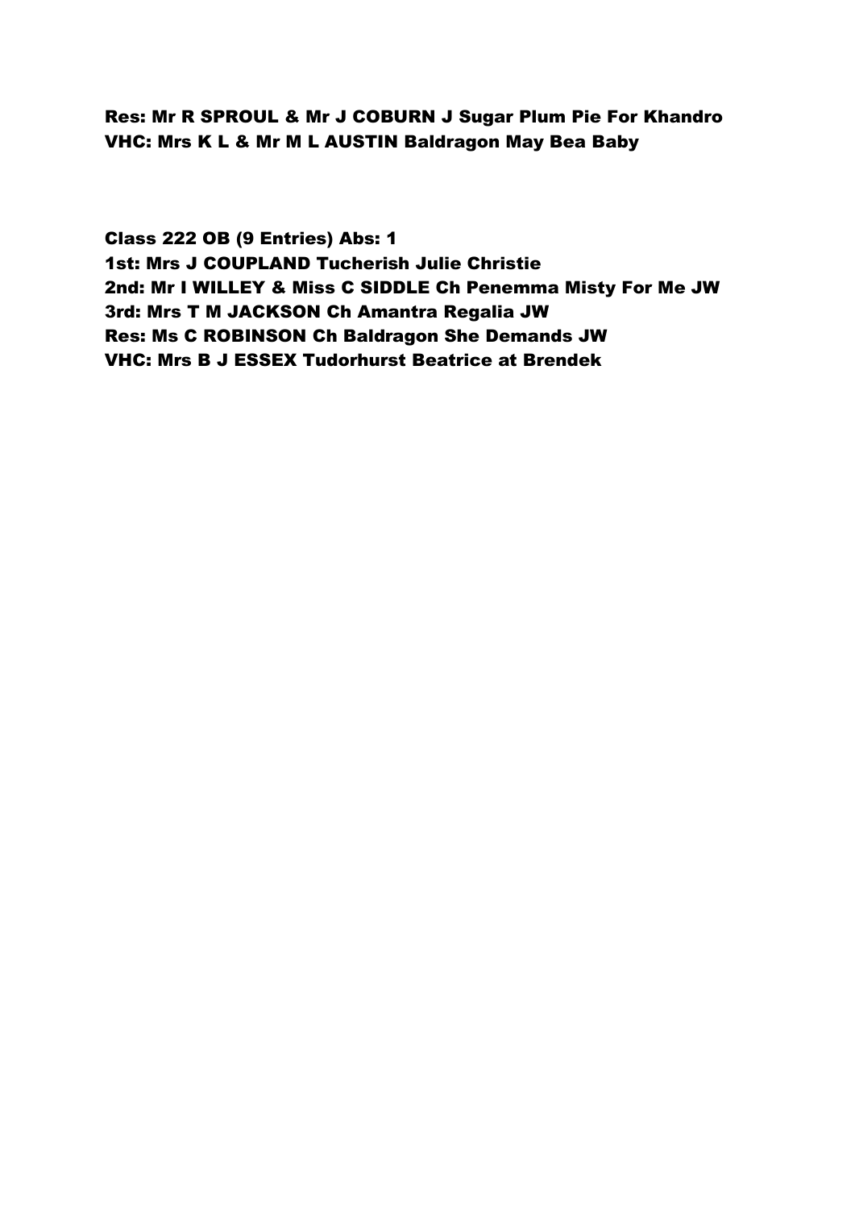**Res: Mr R SPROUL & Mr J COBURN J Sugar Plum Pie For Khandro**
**VHC: Mrs K L & Mr M L AUSTIN Baldragon May Bea Baby**

**Class 222 OB (9 Entries) Abs: 1**
**1st: Mrs J COUPLAND Tucherish Julie Christie**
**2nd: Mr I WILLEY & Miss C SIDDLE Ch Penemma Misty For Me JW**
**3rd: Mrs T M JACKSON Ch Amantra Regalia JW**
**Res: Ms C ROBINSON Ch Baldragon She Demands JW**
**VHC: Mrs B J ESSEX Tudorhurst Beatrice at Brendek**